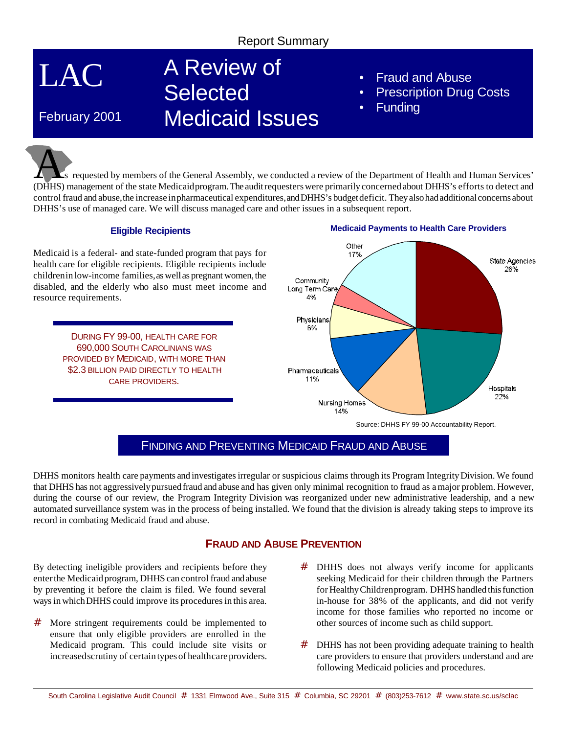Report Summary

# LAC

February 2001

# A Review of Selected Medicaid Issues

- Fraud and Abuse
- Prescription Drug Costs
- Funding

As requested by members of the General Assembly, we conducted a review of the Department of Health and Human Services' (DHHS) management of the state Medicaid program. The audit requesters were primarily concerned about DHHS's efforts to detect and control fraud and abuse, the increase in pharmaceutical expenditures, and DHHS's budget deficit. They also had additional concerns about DHHS's use of managed care. We will discuss managed care and other issues in a subsequent report.

### Eligible Recipients

Medicaid is a federal- and state-funded program that pays for health care for eligible recipients. Eligible recipients include children in low-income families, as well as pregnant women, the disabled, and the elderly who also must meet income and resource requirements.

DURING FY 99-00, HEALTH CARE FOR 690,000 SOUTH CAROLINIANS WAS PROVIDED BY MEDICAID, WITH MORE THAN $2.3 BILLION PAID DIRECTLY TO HEALTH CARE PROVIDERS.

### Medicaid Payments to Health Care Providers

| Provider | Percent |
|---|---|
| State Agencies | 26% |
| Hospitals | 22% |
| Nursing Homes | 14% |
| Pharmaceuticals | 11% |
| Physicians | 6% |
| Community Long Term Care | 4% |
| Other | 17% |

Source: DHHS FY 99-00 Accountability Report.

## FINDING AND PREVENTING MEDICAID FRAUD AND ABUSE

DHHS monitors health care payments and investigates irregular or suspicious claims through its Program Integrity Division. We found that DHHS has not aggressively pursued fraud and abuse and has given only minimal recognition to fraud as a major problem. However, during the course of our review, the Program Integrity Division was reorganized under new administrative leadership, and a new automated surveillance system was in the process of being installed. We found that the division is already taking steps to improve its record in combating Medicaid fraud and abuse.

### FRAUD AND ABUSE PREVENTION

By detecting ineligible providers and recipients before they enter the Medicaid program, DHHS can control fraud and abuse by preventing it before the claim is filed. We found several ways in which DHHS could improve its procedures in this area.

- More stringent requirements could be implemented to ensure that only eligible providers are enrolled in the Medicaid program. This could include site visits or increased scrutiny of certain types of health care providers.
- DHHS does not always verify income for applicants seeking Medicaid for their children through the Partners for Healthy Children program. DHHS handled this function in-house for 38% of the applicants, and did not verify income for those families who reported no income or other sources of income such as child support.
- DHHS has not been providing adequate training to health care providers to ensure that providers understand and are following Medicaid policies and procedures.

South Carolina Legislative Audit Council # 1331 Elmwood Ave., Suite 315 # Columbia, SC 29201 # (803)253-7612 # www.state.sc.us/sclac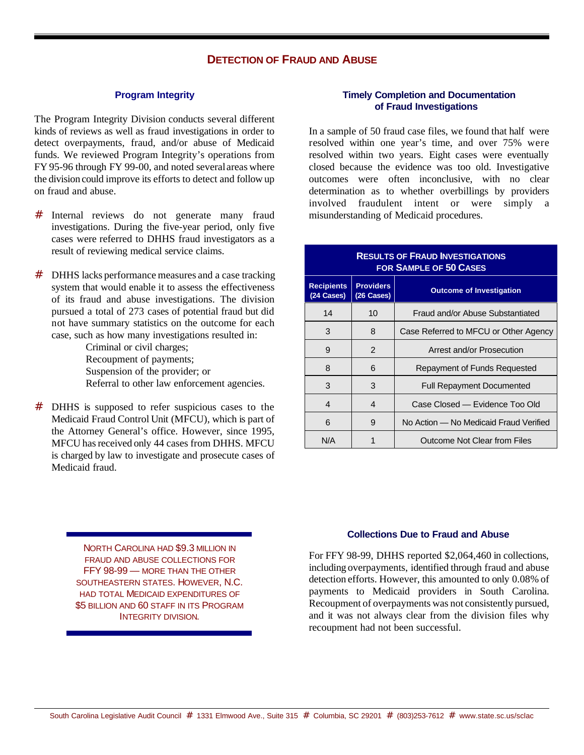# DETECTION OF FRAUD AND ABUSE

### Program Integrity

The Program Integrity Division conducts several different kinds of reviews as well as fraud investigations in order to detect overpayments, fraud, and/or abuse of Medicaid funds. We reviewed Program Integrity's operations from FY 95-96 through FY 99-00, and noted several areas where the division could improve its efforts to detect and follow up on fraud and abuse.

- Internal reviews do not generate many fraud investigations. During the five-year period, only five cases were referred to DHHS fraud investigators as a result of reviewing medical service claims.

- DHHS lacks performance measures and a case tracking system that would enable it to assess the effectiveness of its fraud and abuse investigations. The division pursued a total of 273 cases of potential fraud but did not have summary statistics on the outcome for each case, such as how many investigations resulted in:
  - Criminal or civil charges;
  - Recoupment of payments;
  - Suspension of the provider; or
  - Referral to other law enforcement agencies.

- DHHS is supposed to refer suspicious cases to the Medicaid Fraud Control Unit (MFCU), which is part of the Attorney General's office. However, since 1995, MFCU has received only 44 cases from DHHS. MFCU is charged by law to investigate and prosecute cases of Medicaid fraud.

NORTH CAROLINA HAD $9.3 MILLION IN FRAUD AND ABUSE COLLECTIONS FOR FFY 98-99 — MORE THAN THE OTHER SOUTHEASTERN STATES. HOWEVER, N.C. HAD TOTAL MEDICAID EXPENDITURES OF $5 BILLION AND 60 STAFF IN ITS PROGRAM INTEGRITY DIVISION.

### Timely Completion and Documentation of Fraud Investigations

In a sample of 50 fraud case files, we found that half were resolved within one year's time, and over 75% were resolved within two years. Eight cases were eventually closed because the evidence was too old. Investigative outcomes were often inconclusive, with no clear determination as to whether overbillings by providers involved fraudulent intent or were simply a misunderstanding of Medicaid procedures.

**RESULTS OF FRAUD INVESTIGATIONS FOR SAMPLE OF 50 CASES**

| Recipients (24 Cases) | Providers (26 Cases) | Outcome of Investigation |
|---|---|---|
| 14 | 10 | Fraud and/or Abuse Substantiated |
| 3 | 8 | Case Referred to MFCU or Other Agency |
| 9 | 2 | Arrest and/or Prosecution |
| 8 | 6 | Repayment of Funds Requested |
| 3 | 3 | Full Repayment Documented |
| 4 | 4 | Case Closed — Evidence Too Old |
| 6 | 9 | No Action — No Medicaid Fraud Verified |
| N/A | 1 | Outcome Not Clear from Files |

### Collections Due to Fraud and Abuse

For FFY 98-99, DHHS reported $2,064,460 in collections, including overpayments, identified through fraud and abuse detection efforts. However, this amounted to only 0.08% of payments to Medicaid providers in South Carolina. Recoupment of overpayments was not consistently pursued, and it was not always clear from the division files why recoupment had not been successful.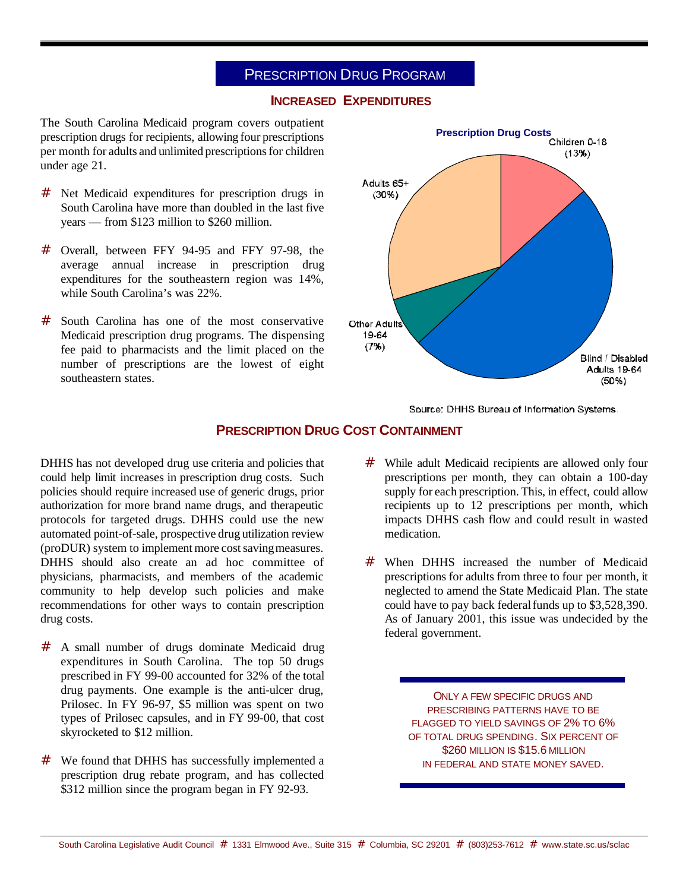# PRESCRIPTION DRUG PROGRAM

## INCREASED EXPENDITURES

The South Carolina Medicaid program covers outpatient prescription drugs for recipients, allowing four prescriptions per month for adults and unlimited prescriptions for children under age 21.

# Net Medicaid expenditures for prescription drugs in South Carolina have more than doubled in the last five years — from $123 million to $260 million.

# Overall, between FFY 94-95 and FFY 97-98, the average annual increase in prescription drug expenditures for the southeastern region was 14%, while South Carolina's was 22%.

# South Carolina has one of the most conservative Medicaid prescription drug programs. The dispensing fee paid to pharmacists and the limit placed on the number of prescriptions are the lowest of eight southeastern states.

**Prescription Drug Costs**

| Group | Share |
|---|---|
| Children 0-18 | 13% |
| Blind / Disabled Adults 19-64 | 50% |
| Other Adults 19-64 | 7% |
| Adults 65+ | 30% |

Source: DHHS Bureau of Information Systems.

## PRESCRIPTION DRUG COST CONTAINMENT

DHHS has not developed drug use criteria and policies that could help limit increases in prescription drug costs. Such policies should require increased use of generic drugs, prior authorization for more brand name drugs, and therapeutic protocols for targeted drugs. DHHS could use the new automated point-of-sale, prospective drug utilization review (proDUR) system to implement more cost saving measures. DHHS should also create an ad hoc committee of physicians, pharmacists, and members of the academic community to help develop such policies and make recommendations for other ways to contain prescription drug costs.

# A small number of drugs dominate Medicaid drug expenditures in South Carolina. The top 50 drugs prescribed in FY 99-00 accounted for 32% of the total drug payments. One example is the anti-ulcer drug, Prilosec. In FY 96-97, $5 million was spent on two types of Prilosec capsules, and in FY 99-00, that cost skyrocketed to $12 million.

# We found that DHHS has successfully implemented a prescription drug rebate program, and has collected $312 million since the program began in FY 92-93.

# While adult Medicaid recipients are allowed only four prescriptions per month, they can obtain a 100-day supply for each prescription. This, in effect, could allow recipients up to 12 prescriptions per month, which impacts DHHS cash flow and could result in wasted medication.

# When DHHS increased the number of Medicaid prescriptions for adults from three to four per month, it neglected to amend the State Medicaid Plan. The state could have to pay back federal funds up to $3,528,390. As of January 2001, this issue was undecided by the federal government.

ONLY A FEW SPECIFIC DRUGS AND PRESCRIBING PATTERNS HAVE TO BE FLAGGED TO YIELD SAVINGS OF 2% TO 6% OF TOTAL DRUG SPENDING. SIX PERCENT OF $260 MILLION IS $15.6 MILLION IN FEDERAL AND STATE MONEY SAVED.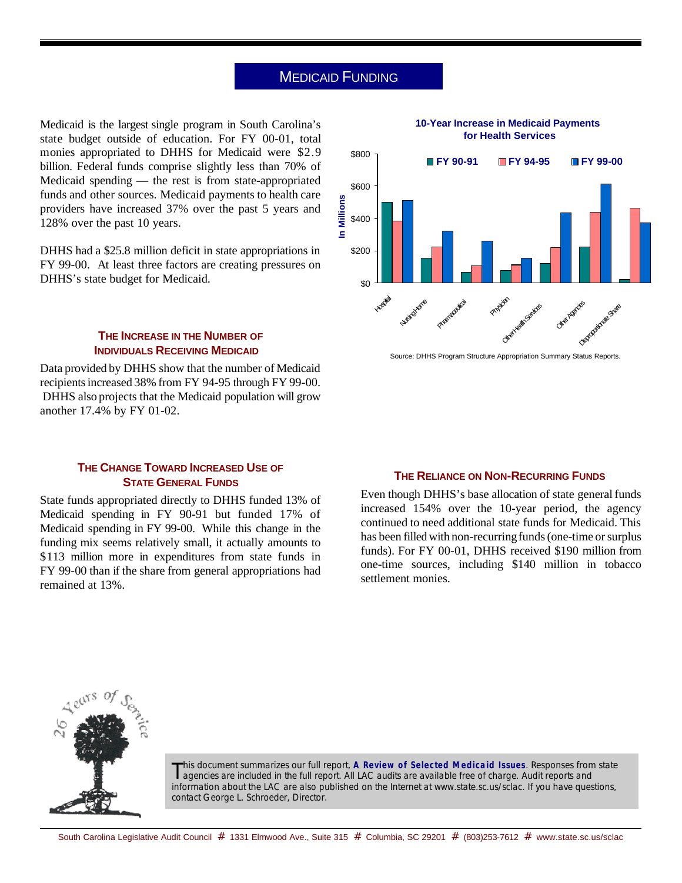## MEDICAID FUNDING

Medicaid is the largest single program in South Carolina's state budget outside of education. For FY 00-01, total monies appropriated to DHHS for Medicaid were $2.9 billion. Federal funds comprise slightly less than 70% of Medicaid spending — the rest is from state-appropriated funds and other sources. Medicaid payments to health care providers have increased 37% over the past 5 years and 128% over the past 10 years.

DHHS had a $25.8 million deficit in state appropriations in FY 99-00. At least three factors are creating pressures on DHHS's state budget for Medicaid.

**10-Year Increase in Medicaid Payments for Health Services**

FY 90-91
FY 94-95
FY 99-00

In Millions

$800
$600
$400
$200
$0

Hospital
Nursing Home
Pharmaceutical
Physician
Other Health Services
Other Agencies
Disproportionate Share

Source: DHHS Program Structure Appropriation Summary Status Reports.

### THE INCREASE IN THE NUMBER OF INDIVIDUALS RECEIVING MEDICAID

Data provided by DHHS show that the number of Medicaid recipients increased 38% from FY 94-95 through FY 99-00. DHHS also projects that the Medicaid population will grow another 17.4% by FY 01-02.

### THE CHANGE TOWARD INCREASED USE OF STATE GENERAL FUNDS

State funds appropriated directly to DHHS funded 13% of Medicaid spending in FY 90-91 but funded 17% of Medicaid spending in FY 99-00. While this change in the funding mix seems relatively small, it actually amounts to $113 million more in expenditures from state funds in FY 99-00 than if the share from general appropriations had remained at 13%.

### THE RELIANCE ON NON-RECURRING FUNDS

Even though DHHS's base allocation of state general funds increased 154% over the 10-year period, the agency continued to need additional state funds for Medicaid. This has been filled with non-recurring funds (one-time or surplus funds). For FY 00-01, DHHS received $190 million from one-time sources, including $140 million in tobacco settlement monies.

26 Years of Service

This document summarizes our full report, **A Review of Selected Medicaid Issues**. Responses from state agencies are included in the full report. All LAC audits are available free of charge. Audit reports and information about the LAC are also published on the Internet at www.state.sc.us/sclac. If you have questions, contact George L. Schroeder, Director.

South Carolina Legislative Audit Council # 1331 Elmwood Ave., Suite 315 # Columbia, SC 29201 # (803)253-7612 # www.state.sc.us/sclac